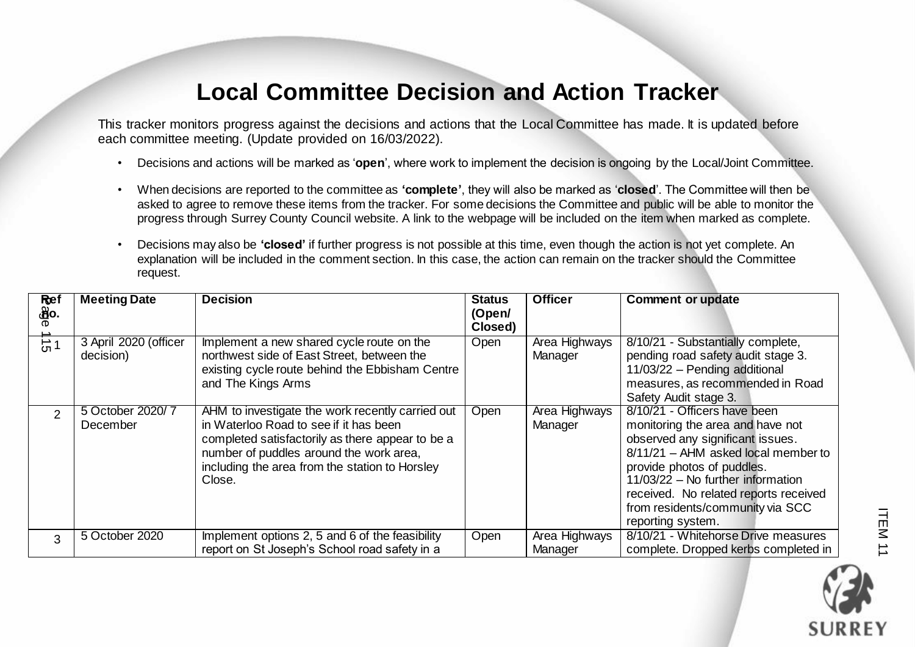# Local Committee Decision and Action Tracker

This tracker monitors progress against the decisions and actions that the Local Committee has made. It is updated before each committee meeting. (Update provided on 16/03/2022).

- Decisions and actions will be marked as '**open**', where work to implement the decision is ongoing by the Local/Joint Committee.
- When decisions are reported to the committee as **'complete'**, they will also be marked as '**closed**'. The Committee will then be asked to agree to remove these items from the tracker. For some decisions the Committee and public will be able to monitor the progress through Surrey County Council website. A link to the webpage will be included on the item when marked as complete.
- Decisions may also be **'closed'** if further progress is not possible at this time, even though the action is not yet complete. An explanation will be included in the comment section. In this case, the action can remain on the tracker should the Committee request.

| Ref no. | Meeting Date | Decision | Status (Open/ Closed) | Officer | Comment or update |
|---|---|---|---|---|---|
| 1 | 3 April 2020 (officer decision) | Implement a new shared cycle route on the northwest side of East Street, between the existing cycle route behind the Ebbisham Centre and The Kings Arms | Open | Area Highways Manager | 8/10/21 - Substantially complete, pending road safety audit stage 3. 11/03/22 – Pending additional measures, as recommended in Road Safety Audit stage 3. |
| 2 | 5 October 2020/ 7 December | AHM to investigate the work recently carried out in Waterloo Road to see if it has been completed satisfactorily as there appear to be a number of puddles around the work area, including the area from the station to Horsley Close. | Open | Area Highways Manager | 8/10/21 - Officers have been monitoring the area and have not observed any significant issues. 8/11/21 – AHM asked local member to provide photos of puddles. 11/03/22 – No further information received. No related reports received from residents/community via SCC reporting system. |
| 3 | 5 October 2020 | Implement options 2, 5 and 6 of the feasibility report on St Joseph's School road safety in a | Open | Area Highways Manager | 8/10/21 - Whitehorse Drive measures complete. Dropped kerbs completed in |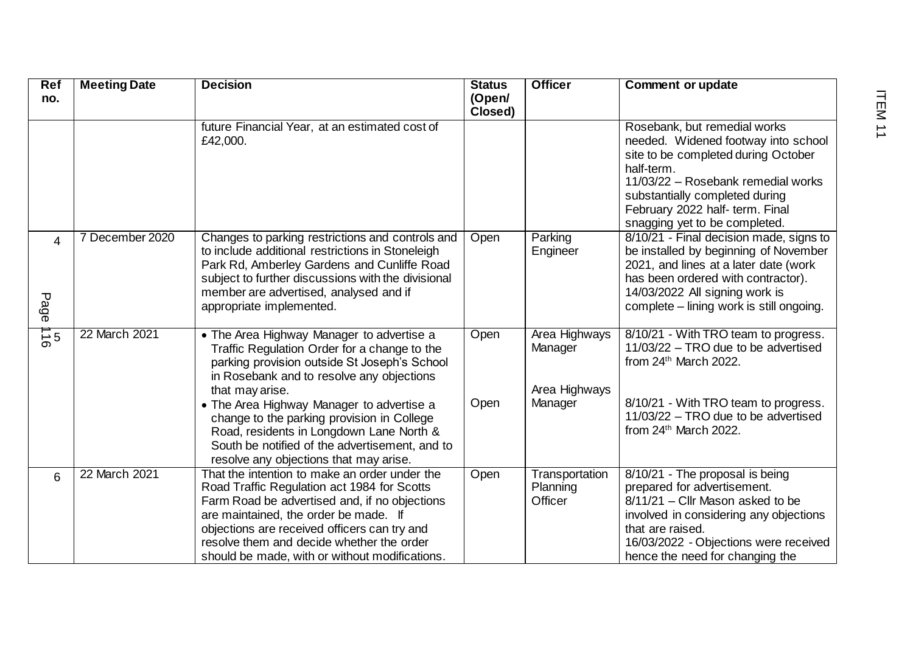| Ref no. | Meeting Date | Decision | Status (Open/ Closed) | Officer | Comment or update |
|---|---|---|---|---|---|
| | | future Financial Year, at an estimated cost of £42,000. | | | Rosebank, but remedial works needed. Widened footway into school site to be completed during October half-term.<br>11/03/22 – Rosebank remedial works substantially completed during February 2022 half- term. Final snagging yet to be completed. |
| 4 | 7 December 2020 | Changes to parking restrictions and controls and to include additional restrictions in Stoneleigh Park Rd, Amberley Gardens and Cunliffe Road subject to further discussions with the divisional member are advertised, analysed and if appropriate implemented. | Open | Parking Engineer | 8/10/21 - Final decision made, signs to be installed by beginning of November 2021, and lines at a later date (work has been ordered with contractor).<br>14/03/2022 All signing work is complete – lining work is still ongoing. |
| 5 | 22 March 2021 | • The Area Highway Manager to advertise a Traffic Regulation Order for a change to the parking provision outside St Joseph's School in Rosebank and to resolve any objections that may arise.<br>• The Area Highway Manager to advertise a change to the parking provision in College Road, residents in Longdown Lane North & South be notified of the advertisement, and to resolve any objections that may arise. | Open<br><br>Open | Area Highways Manager<br><br>Area Highways Manager | 8/10/21 - With TRO team to progress.<br>11/03/22 – TRO due to be advertised from 24th March 2022.<br><br>8/10/21 - With TRO team to progress.<br>11/03/22 – TRO due to be advertised from 24th March 2022. |
| 6 | 22 March 2021 | That the intention to make an order under the Road Traffic Regulation act 1984 for Scotts Farm Road be advertised and, if no objections are maintained, the order be made. If objections are received officers can try and resolve them and decide whether the order should be made, with or without modifications. | Open | Transportation Planning Officer | 8/10/21 - The proposal is being prepared for advertisement.<br>8/11/21 – Cllr Mason asked to be involved in considering any objections that are raised.<br>16/03/2022 - Objections were received hence the need for changing the |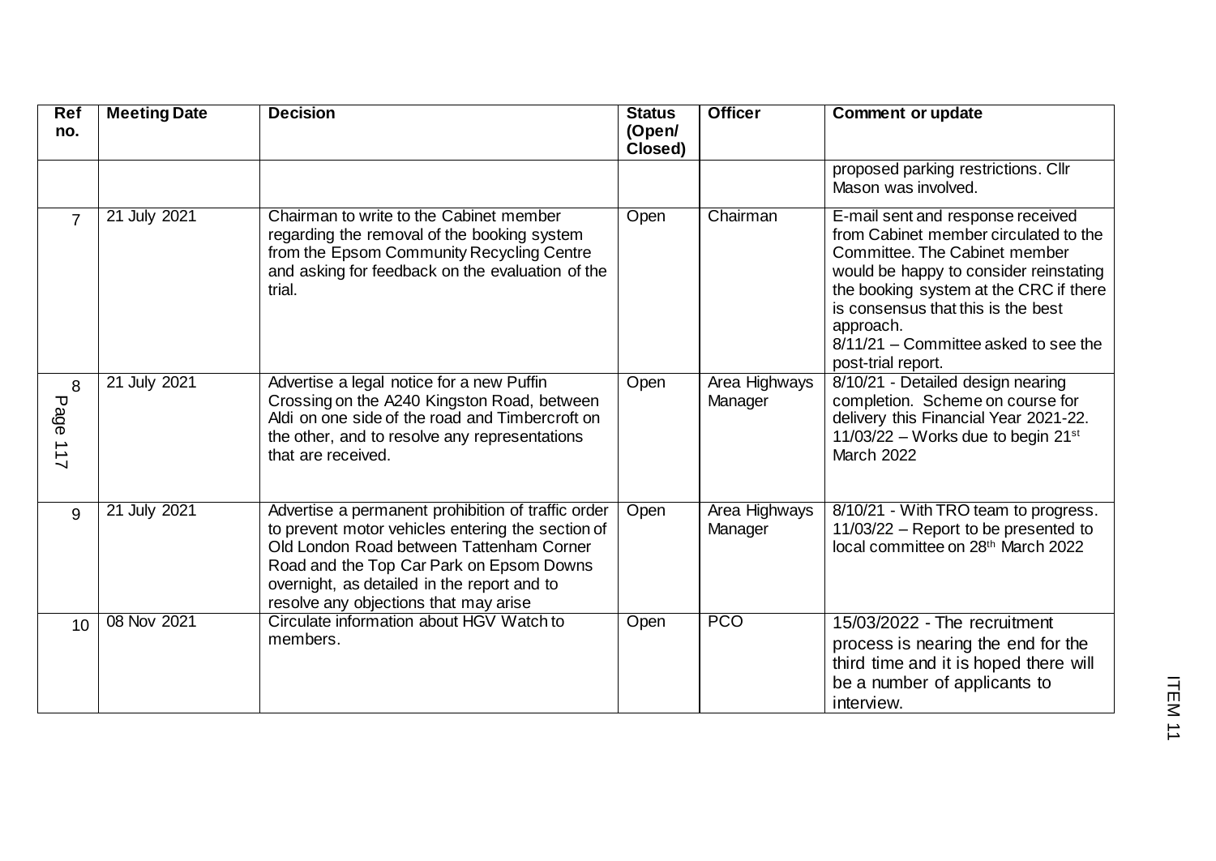| Ref no. | Meeting Date | Decision | Status (Open/ Closed) | Officer | Comment or update |
|---|---|---|---|---|---|
| | | | | | proposed parking restrictions. Cllr Mason was involved. |
| 7 | 21 July 2021 | Chairman to write to the Cabinet member regarding the removal of the booking system from the Epsom Community Recycling Centre and asking for feedback on the evaluation of the trial. | Open | Chairman | E-mail sent and response received from Cabinet member circulated to the Committee. The Cabinet member would be happy to consider reinstating the booking system at the CRC if there is consensus that this is the best approach.<br>8/11/21 – Committee asked to see the post-trial report. |
| 8 | 21 July 2021 | Advertise a legal notice for a new Puffin Crossing on the A240 Kingston Road, between Aldi on one side of the road and Timbercroft on the other, and to resolve any representations that are received. | Open | Area Highways Manager | 8/10/21 - Detailed design nearing completion. Scheme on course for delivery this Financial Year 2021-22.<br>11/03/22 – Works due to begin 21st March 2022 |
| 9 | 21 July 2021 | Advertise a permanent prohibition of traffic order to prevent motor vehicles entering the section of Old London Road between Tattenham Corner Road and the Top Car Park on Epsom Downs overnight, as detailed in the report and to resolve any objections that may arise | Open | Area Highways Manager | 8/10/21 - With TRO team to progress.<br>11/03/22 – Report to be presented to local committee on 28th March 2022 |
| 10 | 08 Nov 2021 | Circulate information about HGV Watch to members. | Open | PCO | 15/03/2022 - The recruitment process is nearing the end for the third time and it is hoped there will be a number of applicants to interview. |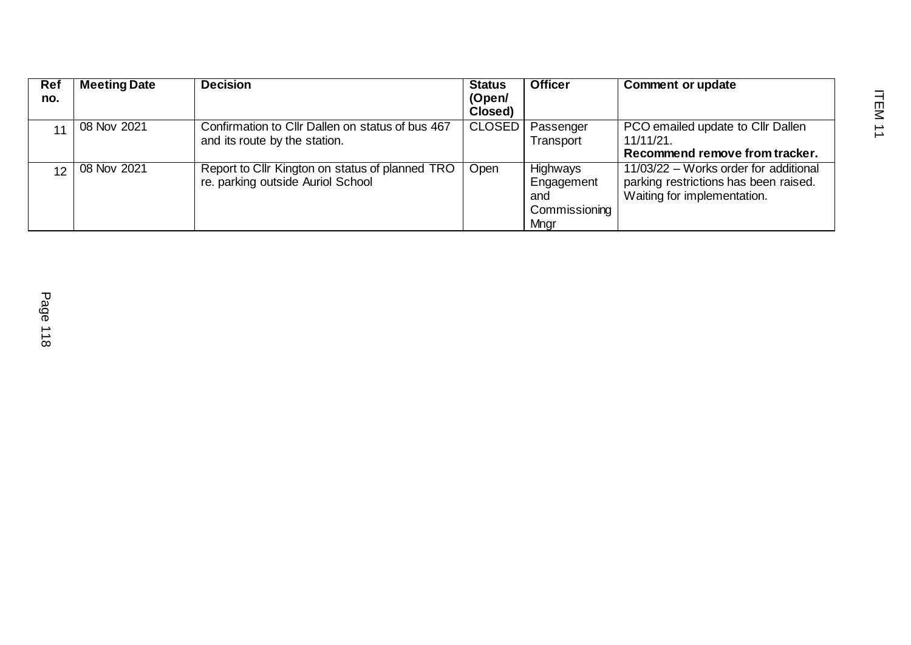| Ref no. | Meeting Date | Decision | Status (Open/ Closed) | Officer | Comment or update |
|---|---|---|---|---|---|
| 11 | 08 Nov 2021 | Confirmation to Cllr Dallen on status of bus 467 and its route by the station. | CLOSED | Passenger Transport | PCO emailed update to Cllr Dallen 11/11/21. **Recommend remove from tracker.** |
| 12 | 08 Nov 2021 | Report to Cllr Kington on status of planned TRO re. parking outside Auriol School | Open | Highways Engagement and Commissioning Mngr | 11/03/22 – Works order for additional parking restrictions has been raised. Waiting for implementation. |